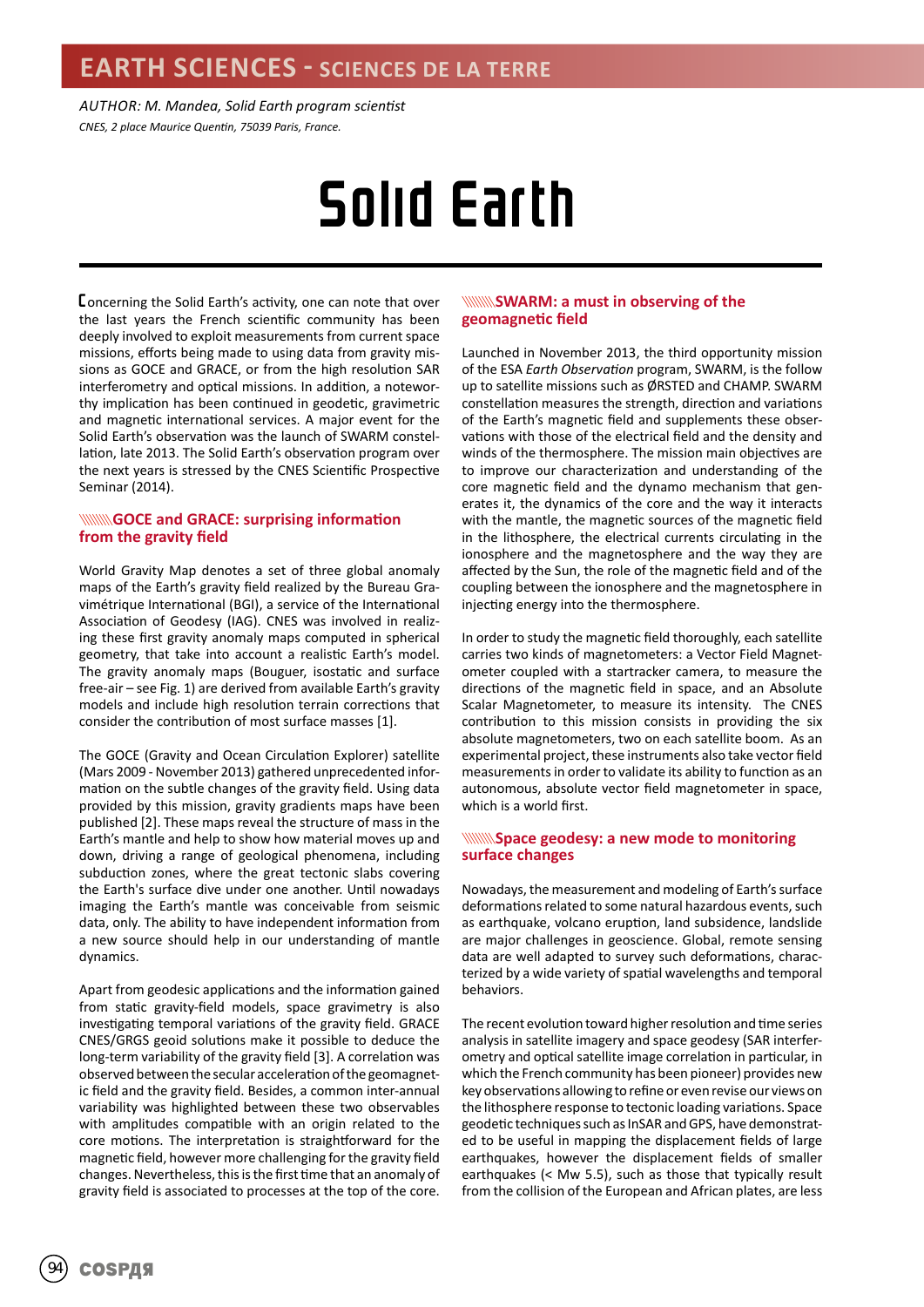EARTH SCIENCES - SCIENCES DE LA TERRE

*AUTHOR: M. Mandea, Solid Earth program scientist*

*CNES, 2 place Maurice Quentin, 75039 Paris, France.*

# Solid Earth

Concerning the Solid Earth's activity, one can note that over the last years the French scientific community has been deeply involved to exploit measurements from current space missions, efforts being made to using data from gravity missions as GOCE and GRACE, or from the high resolution SAR interferometry and optical missions. In addition, a noteworthy implication has been continued in geodetic, gravimetric and magnetic international services. A major event for the Solid Earth's observation was the launch of SWARM constellation, late 2013. The Solid Earth's observation program over the next years is stressed by the CNES Scientific Prospective Seminar (2014).

## GOCE and GRACE: surprising information from the gravity field

World Gravity Map denotes a set of three global anomaly maps of the Earth's gravity field realized by the Bureau Gravimétrique International (BGI), a service of the International Association of Geodesy (IAG). CNES was involved in realizing these first gravity anomaly maps computed in spherical geometry, that take into account a realistic Earth's model. The gravity anomaly maps (Bouguer, isostatic and surface free-air – see Fig. 1) are derived from available Earth's gravity models and include high resolution terrain corrections that consider the contribution of most surface masses [1].

The GOCE (Gravity and Ocean Circulation Explorer) satellite (Mars 2009 - November 2013) gathered unprecedented information on the subtle changes of the gravity field. Using data provided by this mission, gravity gradients maps have been published [2]. These maps reveal the structure of mass in the Earth's mantle and help to show how material moves up and down, driving a range of geological phenomena, including subduction zones, where the great tectonic slabs covering the Earth's surface dive under one another. Until nowadays imaging the Earth's mantle was conceivable from seismic data, only. The ability to have independent information from a new source should help in our understanding of mantle dynamics.

Apart from geodesic applications and the information gained from static gravity-field models, space gravimetry is also investigating temporal variations of the gravity field. GRACE CNES/GRGS geoid solutions make it possible to deduce the long-term variability of the gravity field [3]. A correlation was observed between the secular acceleration of the geomagnetic field and the gravity field. Besides, a common inter-annual variability was highlighted between these two observables with amplitudes compatible with an origin related to the core motions. The interpretation is straightforward for the magnetic field, however more challenging for the gravity field changes. Nevertheless, this is the first time that an anomaly of gravity field is associated to processes at the top of the core.

## SWARM: a must in observing of the geomagnetic field

Launched in November 2013, the third opportunity mission of the ESA *Earth Observation* program, SWARM, is the follow up to satellite missions such as ØRSTED and CHAMP. SWARM constellation measures the strength, direction and variations of the Earth's magnetic field and supplements these observations with those of the electrical field and the density and winds of the thermosphere. The mission main objectives are to improve our characterization and understanding of the core magnetic field and the dynamo mechanism that generates it, the dynamics of the core and the way it interacts with the mantle, the magnetic sources of the magnetic field in the lithosphere, the electrical currents circulating in the ionosphere and the magnetosphere and the way they are affected by the Sun, the role of the magnetic field and of the coupling between the ionosphere and the magnetosphere in injecting energy into the thermosphere.

In order to study the magnetic field thoroughly, each satellite carries two kinds of magnetometers: a Vector Field Magnetometer coupled with a startracker camera, to measure the directions of the magnetic field in space, and an Absolute Scalar Magnetometer, to measure its intensity. The CNES contribution to this mission consists in providing the six absolute magnetometers, two on each satellite boom. As an experimental project, these instruments also take vector field measurements in order to validate its ability to function as an autonomous, absolute vector field magnetometer in space, which is a world first.

## Space geodesy: a new mode to monitoring surface changes

Nowadays, the measurement and modeling of Earth's surface deformations related to some natural hazardous events, such as earthquake, volcano eruption, land subsidence, landslide are major challenges in geoscience. Global, remote sensing data are well adapted to survey such deformations, characterized by a wide variety of spatial wavelengths and temporal behaviors.

The recent evolution toward higher resolution and time series analysis in satellite imagery and space geodesy (SAR interferometry and optical satellite image correlation in particular, in which the French community has been pioneer) provides new key observations allowing to refine or even revise our views on the lithosphere response to tectonic loading variations. Space geodetic techniques such as InSAR and GPS, have demonstrated to be useful in mapping the displacement fields of large earthquakes, however the displacement fields of smaller earthquakes (< Mw 5.5), such as those that typically result from the collision of the European and African plates, are less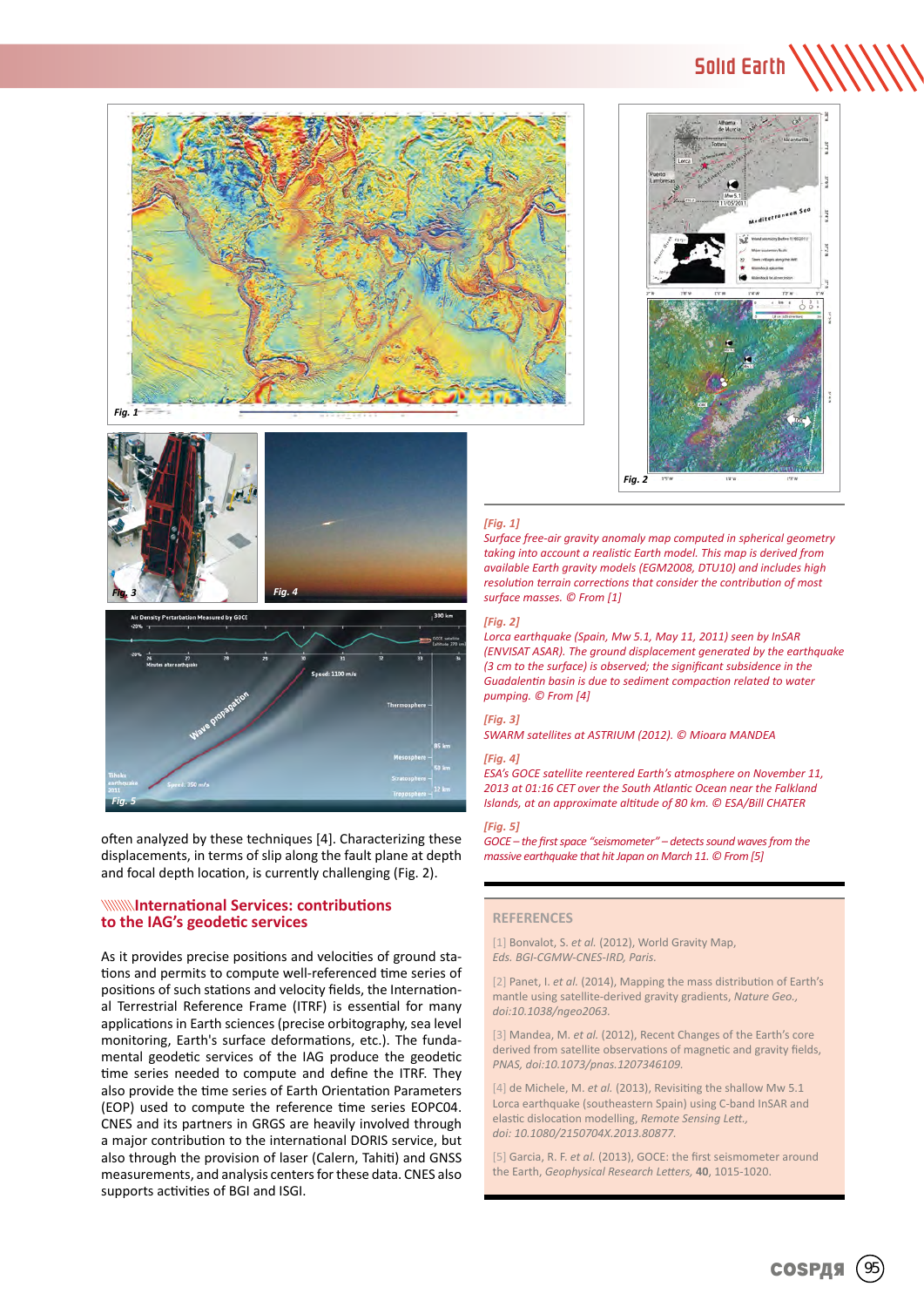often analyzed by these techniques [4]. Characterizing these displacements, in terms of slip along the fault plane at depth and focal depth location, is currently challenging (Fig. 2).

## International Services: contributions to the IAG's geodetic services

As it provides precise positions and velocities of ground stations and permits to compute well-referenced time series of positions of such stations and velocity fields, the International Terrestrial Reference Frame (ITRF) is essential for many applications in Earth sciences (precise orbitography, sea level monitoring, Earth's surface deformations, etc.). The fundamental geodetic services of the IAG produce the geodetic time series needed to compute and define the ITRF. They also provide the time series of Earth Orientation Parameters (EOP) used to compute reference time series EOPC04. CNES and its partners in GRGS are heavily involved through a major contribution to the international DORIS service, but also through the provision of laser (Calern, Tahiti) and GNSS measurements, and analysis centers for these data. CNES also supports activities of BGI and ISGI.

*[Fig. 1]*
*Surface free-air gravity anomaly map computed in spherical geometry taking into account a realistic Earth model. This map is derived from available Earth gravity models (EGM2008, DTU10) and includes high resolution terrain corrections that consider the contribution of most surface masses. © From [1]*

*[Fig. 2]*
*Lorca earthquake (Spain, Mw 5.1, May 11, 2011) seen by InSAR (ENVISAT ASAR). The ground displacement generated by the earthquake (3 cm to the surface) is observed; the significant subsidence in the Guadalentin basin is due to sediment compaction related to water pumping. © From [4]*

*[Fig. 3]*
*SWARM satellites at ASTRIUM (2012). © Mioara MANDEA*

*[Fig. 4]*
*ESA's GOCE satellite reentered Earth's atmosphere on November 11, 2013 at 01:16 CET over the South Atlantic Ocean near the Falkland Islands, at an approximate altitude of 80 km. © ESA/Bill CHATER*

*[Fig. 5]*
*GOCE – the first space "seismometer" – detects sound waves from the massive earthquake that hit Japan on March 11. © From [5]*

### REFERENCES

[1] Bonvalot, S. *et al.* (2012), World Gravity Map, *Eds. BGI-CGMW-CNES-IRD, Paris.*

[2] Panet, I. *et al.* (2014), Mapping the mass distribution of Earth's mantle using satellite-derived gravity gradients, *Nature Geo., doi:10.1038/ngeo2063.*

[3] Mandea, M. *et al.* (2012), Recent Changes of the Earth's core derived from satellite observations of magnetic and gravity fields, *PNAS, doi:10.1073/pnas.1207346109.*

[4] de Michele, M. *et al.* (2013), Revisiting the shallow Mw 5.1 Lorca earthquake (southeastern Spain) using C-band InSAR and elastic dislocation modelling, *Remote Sensing Lett., doi: 10.1080/2150704X.2013.80877.*

[5] Garcia, R. F. *et al.* (2013), GOCE: the first seismometer around the Earth, *Geophysical Research Letters*, **40**, 1015-1020.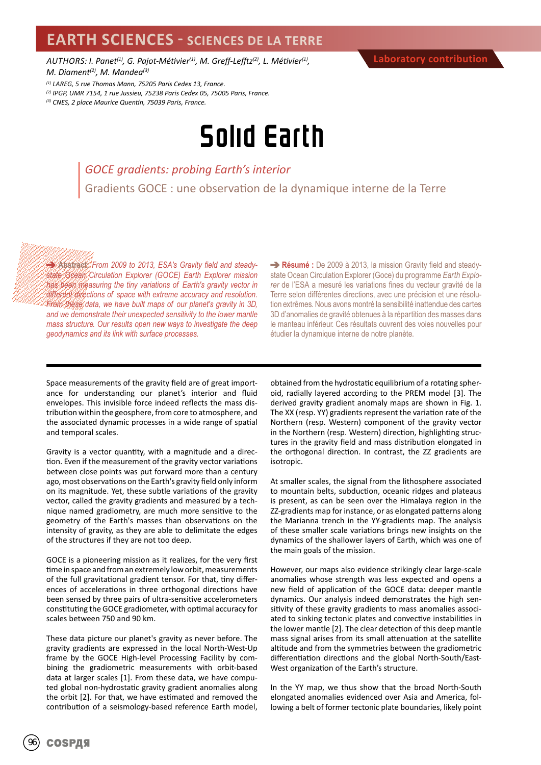# EARTH SCIENCES - SCIENCES DE LA TERRE

AUTHORS: I. Panet[1], G. Pajot-Métivier[1], M. Greff-Lefftz[2], L. Métivier[1], M. Diament[2], M. Mandea[3]

[1] LAREG, 5 rue Thomas Mann, 75205 Paris Cedex 13, France.
[2] IPGP, UMR 7154, 1 rue Jussieu, 75238 Paris Cedex 05, 75005 Paris, France.
[3] CNES, 2 place Maurice Quentin, 75039 Paris, France.

Laboratory contribution

# Solid Earth

## *GOCE gradients: probing Earth's interior*

## Gradients GOCE : une observation de la dynamique interne de la Terre

➔ **Abstract:** *From 2009 to 2013, ESA's Gravity field and steady-state Ocean Circulation Explorer (GOCE) Earth Explorer mission has been measuring the tiny variations of Earth's gravity vector in different directions of space with extreme accuracy and resolution. From these data, we have built maps of our planet's gravity in 3D, and we demonstrate their unexpected sensitivity to the lower mantle mass structure. Our results open new ways to investigate the deep geodynamics and its link with surface processes.*

➔ **Résumé :** De 2009 à 2013, la mission Gravity field and steady-state Ocean Circulation Explorer (Goce) du programme *Earth Explorer* de l'ESA a mesuré les variations fines du vecteur gravité de la Terre selon différentes directions, avec une précision et une résolution extrêmes. Nous avons montré la sensibilité inattendue des cartes 3D d'anomalies de gravité obtenues à la répartition des masses dans le manteau inférieur. Ces résultats ouvrent des voies nouvelles pour étudier la dynamique interne de notre planète.

Space measurements of the gravity field are of great importance for understanding our planet's interior and fluid envelopes. This invisible force indeed reflects the mass distribution within the geosphere, from core to atmosphere, and the associated dynamic processes in a wide range of spatial and temporal scales.

Gravity is a vector quantity, with a magnitude and a direction. Even if the measurement of the gravity vector variations between close points was put forward more than a century ago, most observations on the Earth's gravity field only inform on its magnitude. Yet, these subtle variations of the gravity vector, called the gravity gradients and measured by a technique named gradiometry, are much more sensitive to the geometry of the Earth's masses than observations on the intensity of gravity, as they are able to delimitate the edges of the structures if they are not too deep.

GOCE is a pioneering mission as it realizes, for the very first time in space and from an extremely low orbit, measurements of the full gravitational gradient tensor. For that, tiny differences of accelerations in three orthogonal directions have been sensed by three pairs of ultra-sensitive accelerometers constituting the GOCE gradiometer, with optimal accuracy for scales between 750 and 90 km.

These data picture our planet's gravity as never before. The gravity gradients are expressed in the local North-West-Up frame by the GOCE High-level Processing Facility by combining the gradiometric measurements with orbit-based data at larger scales [1]. From these data, we have computed global non-hydrostatic gravity gradient anomalies along the orbit [2]. For that, we have estimated and removed the contribution of a seismology-based reference Earth model, obtained from the hydrostatic equilibrium of a rotating spheroid, radially layered according to the PREM model [3]. The derived gravity gradient anomaly maps are shown in Fig. 1. The XX (resp. YY) gradients represent the variation rate of the Northern (resp. Western) component of the gravity vector in the Northern (resp. Western) direction, highlighting structures in the gravity field and mass distribution elongated in the orthogonal direction. In contrast, the ZZ gradients are isotropic.

At smaller scales, the signal from the lithosphere associated to mountain belts, subduction, oceanic ridges and plateaus is present, as can be seen over the Himalaya region in the ZZ-gradients map for instance, or as elongated patterns along the Marianna trench in the YY-gradients map. The analysis of these smaller scale variations brings new insights on the dynamics of the shallower layers of Earth, which was one of the main goals of the mission.

However, our maps also evidence strikingly clear large-scale anomalies whose strength was less expected and opens a new field of application of the GOCE data: deeper mantle dynamics. Our analysis indeed demonstrates the high sensitivity of these gravity gradients to mass anomalies associated to sinking tectonic plates and convective instabilities in the lower mantle [2]. The clear detection of this deep mantle mass signal arises from its small attenuation at the satellite altitude and from the symmetries between the gradiometric differentiation directions and the global North-South/East-West organization of the Earth's structure.

In the YY map, we thus show that the broad North-South elongated anomalies evidenced over Asia and America, following a belt of former tectonic plate boundaries, likely point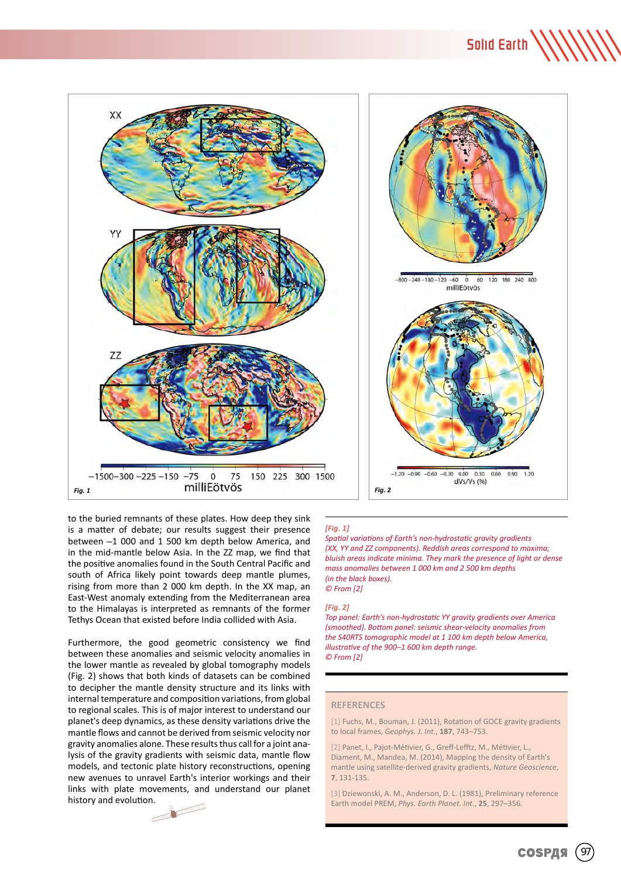to the buried remnants of these plates. How deep they sink is a matter of debate; our results suggest their presence between ~1 000 and 1 500 km depth below America, and in the mid-mantle below Asia. In the ZZ map, we find that the positive anomalies found in the South Central Pacific and south of Africa likely point towards deep mantle plumes, rising from more than 2 000 km depth. In the XX map, an East-West anomaly extending from the Mediterranean area to the Himalayas is interpreted as remnants of the former Tethys Ocean that existed before India collided with Asia.

Furthermore, the good geometric consistency we find between these anomalies and seismic velocity anomalies in the lower mantle as revealed by global tomography models (Fig. 2) shows that both kinds of datasets can be combined to decipher the mantle density structure and its links with internal temperature and composition variations, from global to regional scales. This is of major interest to understand our planet's deep dynamics, as these density variations drive the mantle flows and cannot be derived from seismic velocity nor gravity anomalies alone. These results thus call for a joint analysis of the gravity gradients with seismic data, mantle flow models, and tectonic plate history reconstructions, opening new avenues to unravel Earth's interior workings and their links with plate movements, and understand our planet history and evolution.

*[Fig. 1]*
*Spatial variations of Earth's non-hydrostatic gravity gradients (XX, YY and ZZ components). Reddish areas correspond to maxima; bluish areas indicate minima. They mark the presence of light or dense mass anomalies between 1 000 and 2 500 km depths (in the black boxes).*
*© From [2]*

*[Fig. 2]*
*Top panel: Earth's non-hydrostatic YY gravity gradients over America (smoothed). Bottom panel: seismic shear-velocity anomalies from the S40RTS tomographic model at 1 100 km depth below America, illustrative of the 900–1 600 km depth range.*
*© From [2]*

## REFERENCES

[1] Fuchs, M., Bouman, J. (2011), Rotation of GOCE gravity gradients to local frames, *Geophys. J. Int.*, **187**, 743–753.

[2] Panet, I., Pajot-Métivier, G., Greff-Lefftz, M., Métivier, L., Diament, M., Mandea, M. (2014), Mapping the density of Earth's mantle using satellite-derived gravity gradients, *Nature Geoscience*, **7**, 131-135.

[3] Dziewonski, A. M., Anderson, D. L. (1981), Preliminary reference Earth model PREM, *Phys. Earth Planet. Int.*, **25**, 297–356.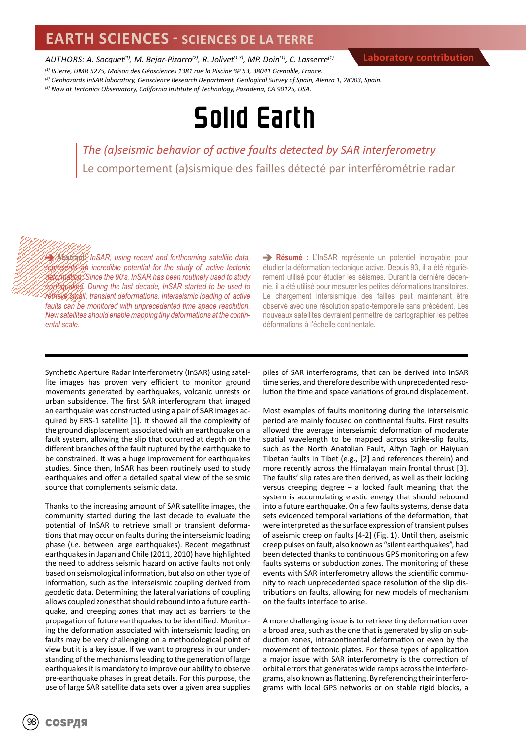# EARTH SCIENCES - SCIENCES DE LA TERRE

AUTHORS: A. Socquet[1], M. Bejar-Pizarro[2], R. Jolivet[1,3], MP. Doin[1], C. Lasserre[1]

**Laboratory contribution**

[1] ISTerre, UMR 5275, Maison des Géosciences 1381 rue la Piscine BP 53, 38041 Grenoble, France.
[2] Geohazards InSAR laboratory, Geoscience Research Department, Geological Survey of Spain, Alenza 1, 28003, Spain.
[3] Now at Tectonics Observatory, California Institute of Technology, Pasadena, CA 90125, USA.

# Solid Earth

## *The (a)seismic behavior of active faults detected by SAR interferometry*

## Le comportement (a)sismique des failles détecté par interférométrie radar

➔ **Abstract:** *InSAR, using recent and forthcoming satellite data, represents an incredible potential for the study of active tectonic deformation. Since the 90's, InSAR has been routinely used to study earthquakes. During the last decade, InSAR started to be used to retrieve small, transient deformations. Interseismic loading of active faults can be monitored with unprecedented time resolution. New satellites should enable mapping tiny deformations at the continental scale.*

➔ **Résumé :** L'InSAR représente un potentiel incroyable pour étudier la déformation tectonique active. Depuis 93, il a été régulièrement utilisé pour étudier les séismes. Durant la dernière décennie, il a été utilisé pour mesurer les petites déformations transitoires. Le chargement intersismique des failles peut maintenant être observé avec une résolution spatio-temporelle sans précédent. Les nouveaux satellites devraient permettre de cartographier les petites déformations à l'échelle continentale.

Synthetic Aperture Radar Interferometry (InSAR) using satellite images has proven very efficient to monitor ground movements generated by earthquakes, volcanic unrests or urban subsidence. The first SAR interferogram that imaged an earthquake was constructed using a pair of SAR images acquired by ERS-1 satellite [1]. It showed all the complexity of the ground displacement associated with an earthquake on a fault system, allowing the slip that occurred at depth on the different branches of the fault ruptured by the earthquake to be constrained. It was a huge improvement for earthquakes studies. Since then, InSAR has been routinely used to study earthquakes and offer a detailed spatial view of the seismic source that complements seismic data.

Thanks to the increasing amount of SAR satellite images, the community started during the last decade to evaluate the potential of InSAR to retrieve small or transient deformations that may occur on faults during the interseismic loading phase (*i.e.* between large earthquakes). Recent megathrust earthquakes in Japan and Chile (2011, 2010) have highlighted the need to address seismic hazard on active faults not only based on seismological information, but also on other type of information, such as the interseismic coupling derived from geodetic data. Determining the lateral variations of coupling allows coupled zones that should rebound into a future earthquake, and creeping zones that may act as barriers to the propagation of future earthquakes to be identified. Monitoring the deformation associated with interseismic loading on faults may be very challenging on a methodological point of view but it is a key issue. If we want to progress in our understanding of the mechanisms leading to the generation of large earthquakes it is mandatory to improve our ability to observe pre-earthquake phases in great details. For this purpose, the use of large SAR satellite data sets over a given area supplies piles of SAR interferograms, that can be derived into InSAR time series, and therefore describe with unprecedented resolution the time and space variations of ground displacement.

Most examples of faults monitoring during the interseismic period are mainly focused on continental faults. First results allowed the average interseismic deformation of moderate spatial wavelength to be mapped across strike-slip faults, such as the North Anatolian Fault, Altyn Tagh or Haiyuan Tibetan faults in Tibet (e.g., [2] and references therein) and more recently across the Himalayan main frontal thrust [3]. The faults' slip rates are then derived, as well as their locking versus creeping degree – a locked fault meaning that the system is accumulating elastic energy that should rebound into a future earthquake. On a few faults systems, dense data sets evidenced temporal variations of the deformation, that were interpreted as the surface expression of transient pulses of aseismic creep on faults [4-2] (Fig. 1). Until then, aseismic creep pulses on fault, also known as "silent earthquakes", had been detected thanks to continuous GPS monitoring on a few faults systems or subduction zones. The monitoring of these events with SAR interferometry allows the scientific community to reach unprecedented space resolution of the slip distributions on faults, allowing for new models of mechanism on the faults interface to arise.

A more challenging issue is to retrieve tiny deformation over a broad area, such as the one that is generated by slip on subduction zones, intracontinental deformation or even by the movement of tectonic plates. For these types of application a major issue with SAR interferometry is the correction of orbital errors that generates wide ramps across the interferograms, also known as flattening. By referencing their interferograms with local GPS networks or on stable rigid blocks, a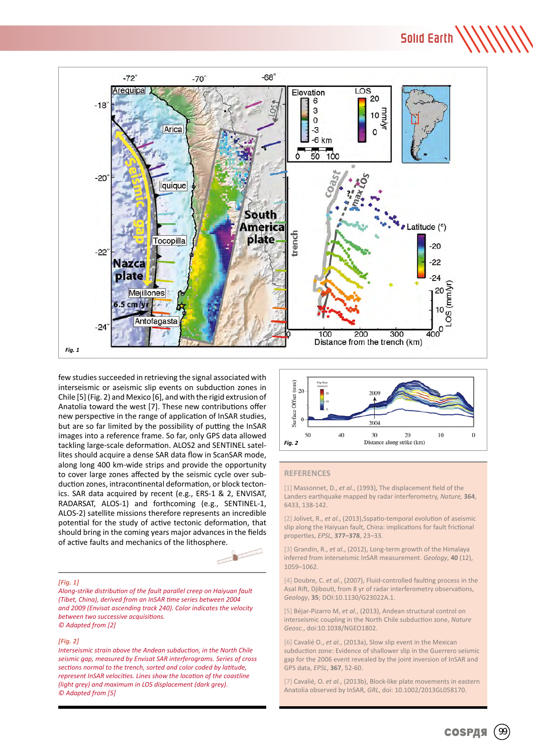Fig. 1

few studies succeeded in retrieving the signal associated with interseismic or aseismic slip events on subduction zones in Chile [5] (Fig. 2) and Mexico [6], and with the rigid extrusion of Anatolia toward the west [7]. These new contributions offer new perspective in the range of application of InSAR studies, but are so far limited by the possibility of putting the InSAR images into a reference frame. So far, only GPS data allowed tackling large-scale deformation. ALOS2 and SENTINEL satellites should acquire a dense SAR data flow in ScanSAR mode, along long 400 km-wide strips and provide the opportunity to cover large zones affected by the seismic cycle over subduction zones, intracontinental deformation, or block tectonics. SAR data acquired by recent (e.g., ERS-1 & 2, ENVISAT, RADARSAT, ALOS-1) and forthcoming (e.g., SENTINEL-1, ALOS-2) satellite missions therefore represents an incredible potential for the study of active tectonic deformation, that should bring in the coming years major advances in the fields of active faults and mechanics of the lithosphere.

*[Fig. 1]*
*Along-strike distribution of the fault parallel creep on Haiyuan fault (Tibet, China), derived from an InSAR time series between 2004 and 2009 (Envisat ascending track 240). Color indicates the velocity between two successive acquisitions.*
*© Adapted from [2]*

*[Fig. 2]*
*Interseismic strain above the Andean subduction, in the North Chile seismic gap, measured by Envisat SAR interferograms. Series of cross sections normal to the trench, sorted and color coded by latitude, represent InSAR velocities. Lines show the location of the coastline (light grey) and maximum in LOS displacement (dark grey).*
*© Adapted from [5]*

Fig. 2

## REFERENCES

[1] Massonnet, D., *et al.*, (1993), The displacement field of the Landers earthquake mapped by radar interferometry, *Nature*, **364**, 6433, 138-142.

[2] Jolivet, R., *et al.*, (2013),Sspatio-temporal evolution of aseismic slip along the Haiyuan fault, China: implications for fault frictional properties, *EPSL*, **377–378**, 23–33.

[3] Grandin, R., *et al.*, (2012), Long-term growth of the Himalaya inferred from interseismic InSAR measurement. *Geology*, **40** (12), 1059–1062.

[4] Doubre, C. *et al.*, (2007), Fluid-controlled faulting process in the Asal Rift, Djibouti, from 8 yr of radar interferometry observations, *Geology*, **35**; DOI:10.1130/G23022A.1.

[5] Béjar-Pizarro M, *et al.*, (2013), Andean structural control on interseismic coupling in the North Chile subduction zone, *Nature Geosc.*, doi:10.1038/NGEO1802.

[6] Cavalié O., *et al.*, (2013a), Slow slip event in the Mexican subduction zone: Evidence of shallower slip in the Guerrero seismic gap for the 2006 event revealed by the joint inversion of InSAR and GPS data, *EPSL*, **367**, 52-60.

[7] Cavalié, O. *et al.*, (2013b), Block-like plate movements in eastern Anatolia observed by InSAR, *GRL*, doi: 10.1002/2013GL058170.